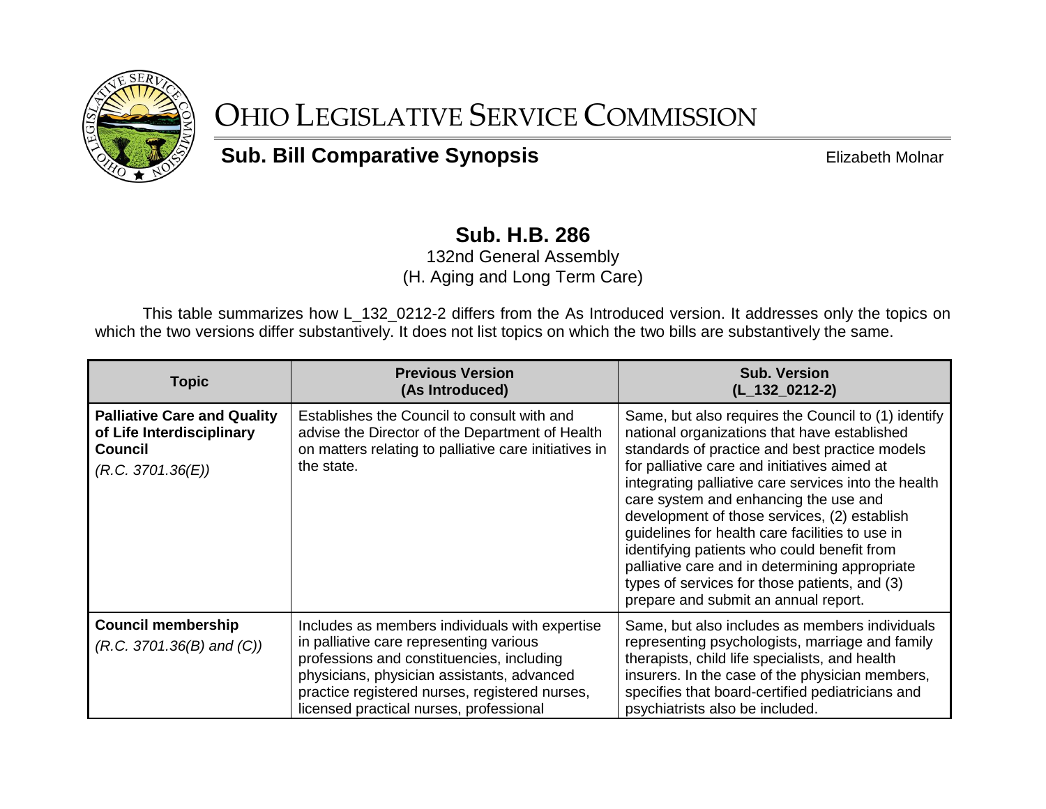# OHIO LEGISLATIVE SERVICE COMMISSION

**Sub. Bill Comparative Synopsis**

Elizabeth Molnar

## Sub. H.B. 286

132nd General Assembly
(H. Aging and Long Term Care)

This table summarizes how L_132_0212-2 differs from the As Introduced version. It addresses only the topics on which the two versions differ substantively. It does not list topics on which the two bills are substantively the same.

| Topic | Previous Version (As Introduced) | Sub. Version (L_132_0212-2) |
|---|---|---|
| **Palliative Care and Quality of Life Interdisciplinary Council** *(R.C. 3701.36(E))* | Establishes the Council to consult with and advise the Director of the Department of Health on matters relating to palliative care initiatives in the state. | Same, but also requires the Council to (1) identify national organizations that have established standards of practice and best practice models for palliative care and initiatives aimed at integrating palliative care services into the health care system and enhancing the use and development of those services, (2) establish guidelines for health care facilities to use in identifying patients who could benefit from palliative care and in determining appropriate types of services for those patients, and (3) prepare and submit an annual report. |
| **Council membership** *(R.C. 3701.36(B) and (C))* | Includes as members individuals with expertise in palliative care representing various professions and constituencies, including physicians, physician assistants, advanced practice registered nurses, registered nurses, licensed practical nurses, professional | Same, but also includes as members individuals representing psychologists, marriage and family therapists, child life specialists, and health insurers. In the case of the physician members, specifies that board-certified pediatricians and psychiatrists also be included. |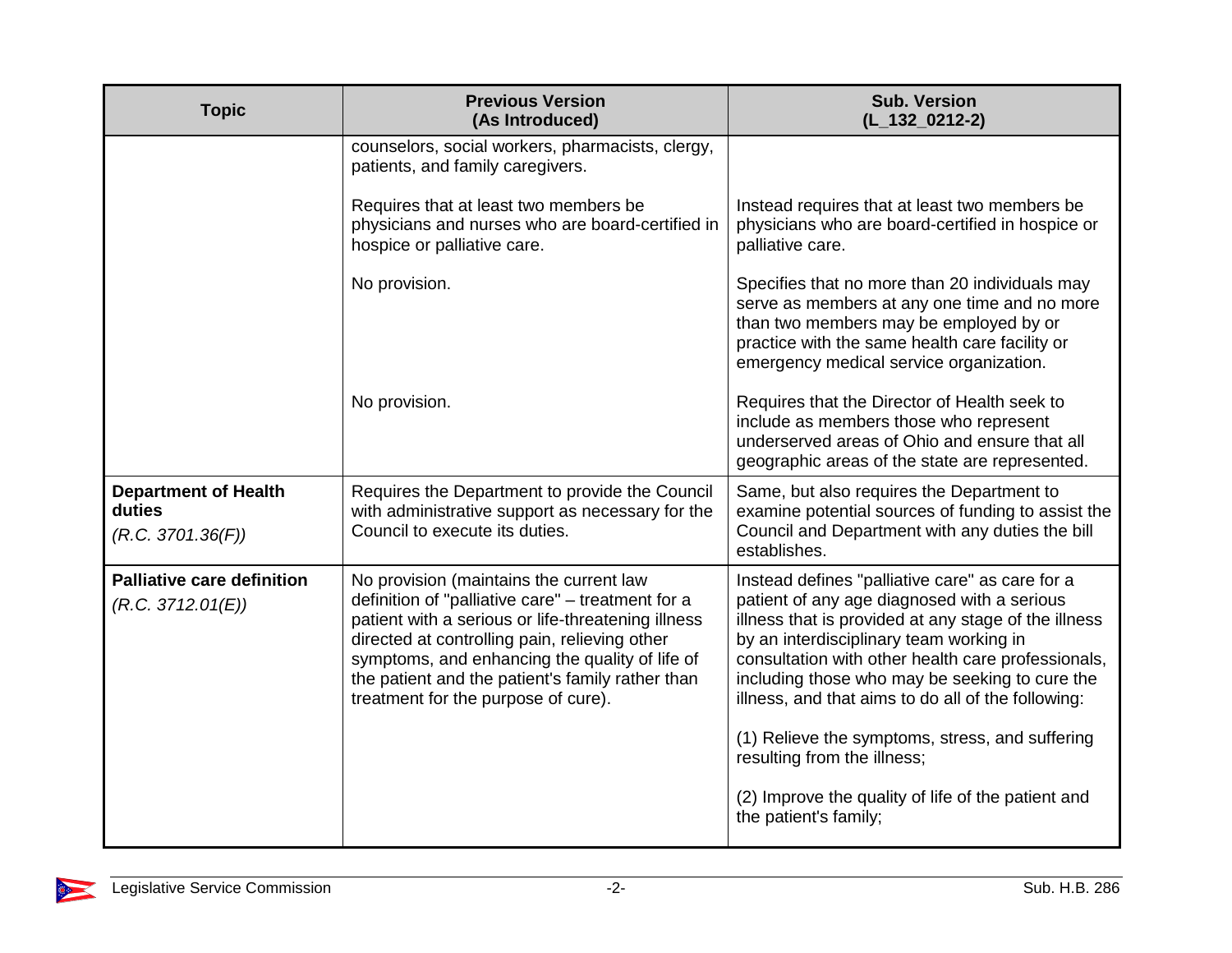| Topic | Previous Version (As Introduced) | Sub. Version (L_132_0212-2) |
|---|---|---|
| | counselors, social workers, pharmacists, clergy, patients, and family caregivers. | |
| | Requires that at least two members be physicians and nurses who are board-certified in hospice or palliative care. | Instead requires that at least two members be physicians who are board-certified in hospice or palliative care. |
| | No provision. | Specifies that no more than 20 individuals may serve as members at any one time and no more than two members may be employed by or practice with the same health care facility or emergency medical service organization. |
| | No provision. | Requires that the Director of Health seek to include as members those who represent underserved areas of Ohio and ensure that all geographic areas of the state are represented. |
| **Department of Health duties** *(R.C. 3701.36(F))* | Requires the Department to provide the Council with administrative support as necessary for the Council to execute its duties. | Same, but also requires the Department to examine potential sources of funding to assist the Council and Department with any duties the bill establishes. |
| **Palliative care definition** *(R.C. 3712.01(E))* | No provision (maintains the current law definition of "palliative care" – treatment for a patient with a serious or life-threatening illness directed at controlling pain, relieving other symptoms, and enhancing the quality of life of the patient and the patient's family rather than treatment for the purpose of cure). | Instead defines "palliative care" as care for a patient of any age diagnosed with a serious illness that is provided at any stage of the illness by an interdisciplinary team working in consultation with other health care professionals, including those who may be seeking to cure the illness, and that aims to do all of the following: (1) Relieve the symptoms, stress, and suffering resulting from the illness; (2) Improve the quality of life of the patient and the patient's family; |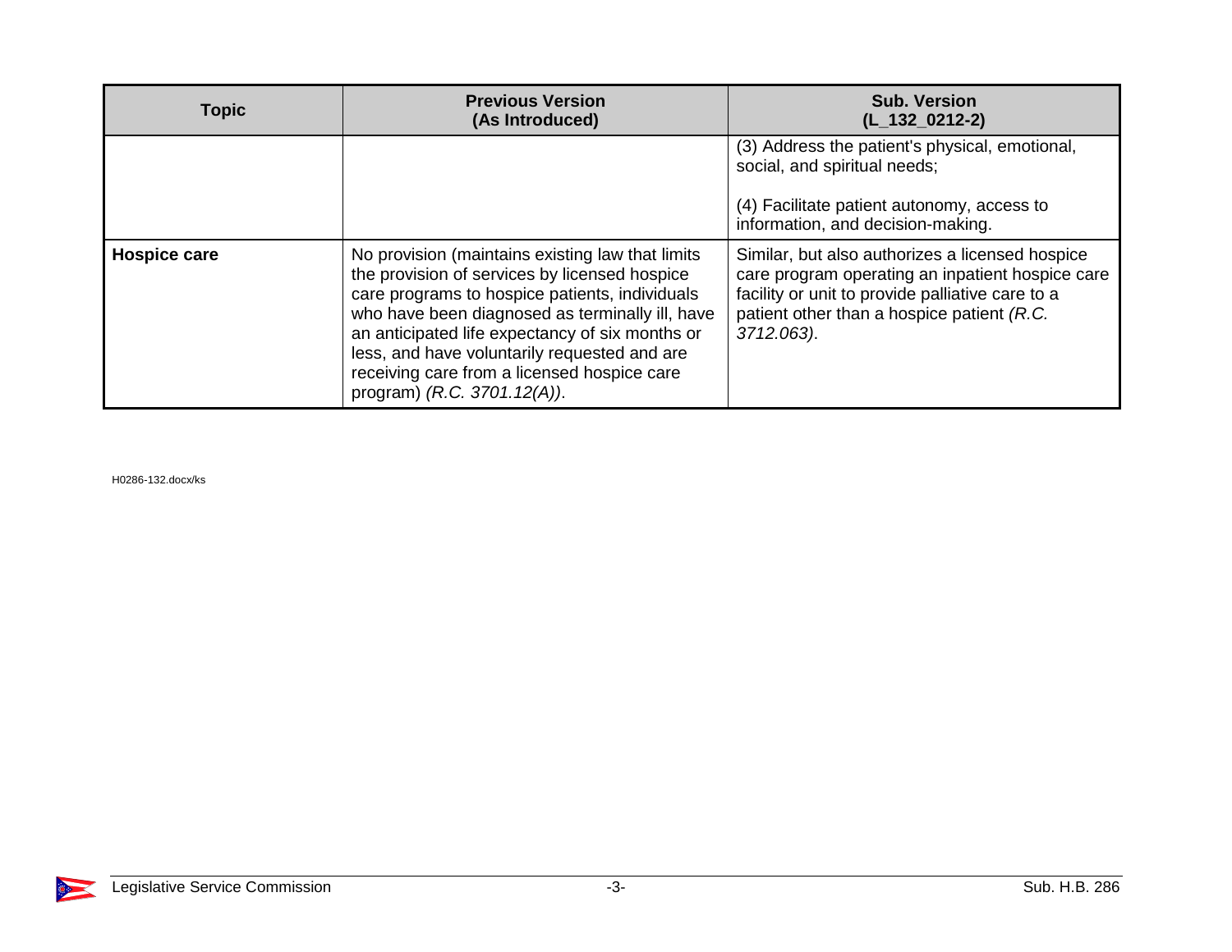| Topic | Previous Version (As Introduced) | Sub. Version (L_132_0212-2) |
|---|---|---|
| | | (3) Address the patient's physical, emotional, social, and spiritual needs;<br><br>(4) Facilitate patient autonomy, access to information, and decision-making. |
| **Hospice care** | No provision (maintains existing law that limits the provision of services by licensed hospice care programs to hospice patients, individuals who have been diagnosed as terminally ill, have an anticipated life expectancy of six months or less, and have voluntarily requested and are receiving care from a licensed hospice care program) *(R.C. 3701.12(A))*. | Similar, but also authorizes a licensed hospice care program operating an inpatient hospice care facility or unit to provide palliative care to a patient other than a hospice patient *(R.C. 3712.063)*. |

H0286-132.docx/ks